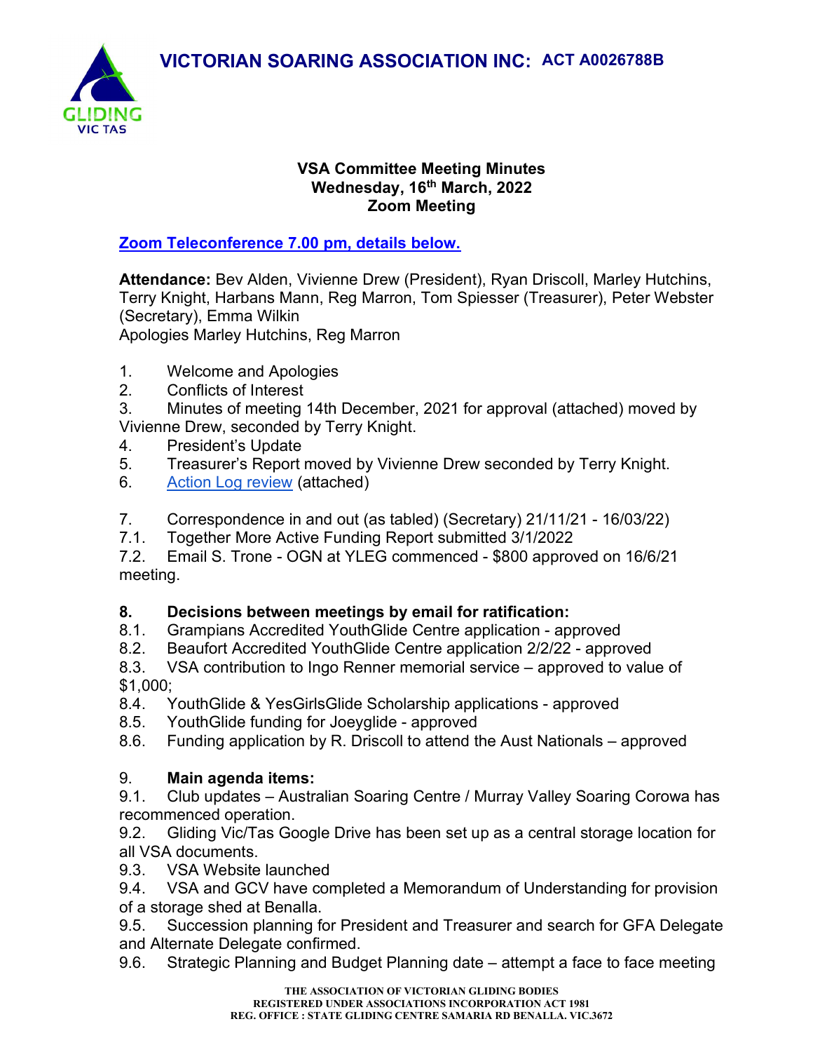# VICTORIAN SOARING ASSOCIATION INC: ACT A0026788B

**VSA Committee Meeting Minutes**
**Wednesday, 16th March, 2022**
**Zoom Meeting**

**Zoom Teleconference 7.00 pm, details below.**

**Attendance:** Bev Alden, Vivienne Drew (President), Ryan Driscoll, Marley Hutchins, Terry Knight, Harbans Mann, Reg Marron, Tom Spiesser (Treasurer), Peter Webster (Secretary), Emma Wilkin
Apologies Marley Hutchins, Reg Marron

1. Welcome and Apologies
2. Conflicts of Interest
3. Minutes of meeting 14th December, 2021 for approval (attached) moved by Vivienne Drew, seconded by Terry Knight.
4. President's Update
5. Treasurer's Report moved by Vivienne Drew seconded by Terry Knight.
6. Action Log review (attached)

7. Correspondence in and out (as tabled) (Secretary) 21/11/21 - 16/03/22)

7.1. Together More Active Funding Report submitted 3/1/2022

7.2. Email S. Trone - OGN at YLEG commenced - $800 approved on 16/6/21 meeting.

**8. Decisions between meetings by email for ratification:**

8.1. Grampians Accredited YouthGlide Centre application - approved

8.2. Beaufort Accredited YouthGlide Centre application 2/2/22 - approved

8.3. VSA contribution to Ingo Renner memorial service – approved to value of $1,000;

8.4. YouthGlide & YesGirlsGlide Scholarship applications - approved

8.5. YouthGlide funding for Joeyglide - approved

8.6. Funding application by R. Driscoll to attend the Aust Nationals – approved

9. **Main agenda items:**

9.1. Club updates – Australian Soaring Centre / Murray Valley Soaring Corowa has recommenced operation.

9.2. Gliding Vic/Tas Google Drive has been set up as a central storage location for all VSA documents.

9.3. VSA Website launched

9.4. VSA and GCV have completed a Memorandum of Understanding for provision of a storage shed at Benalla.

9.5. Succession planning for President and Treasurer and search for GFA Delegate and Alternate Delegate confirmed.

9.6. Strategic Planning and Budget Planning date – attempt a face to face meeting

THE ASSOCIATION OF VICTORIAN GLIDING BODIES
REGISTERED UNDER ASSOCIATIONS INCORPORATION ACT 1981
REG. OFFICE : STATE GLIDING CENTRE SAMARIA RD BENALLA. VIC.3672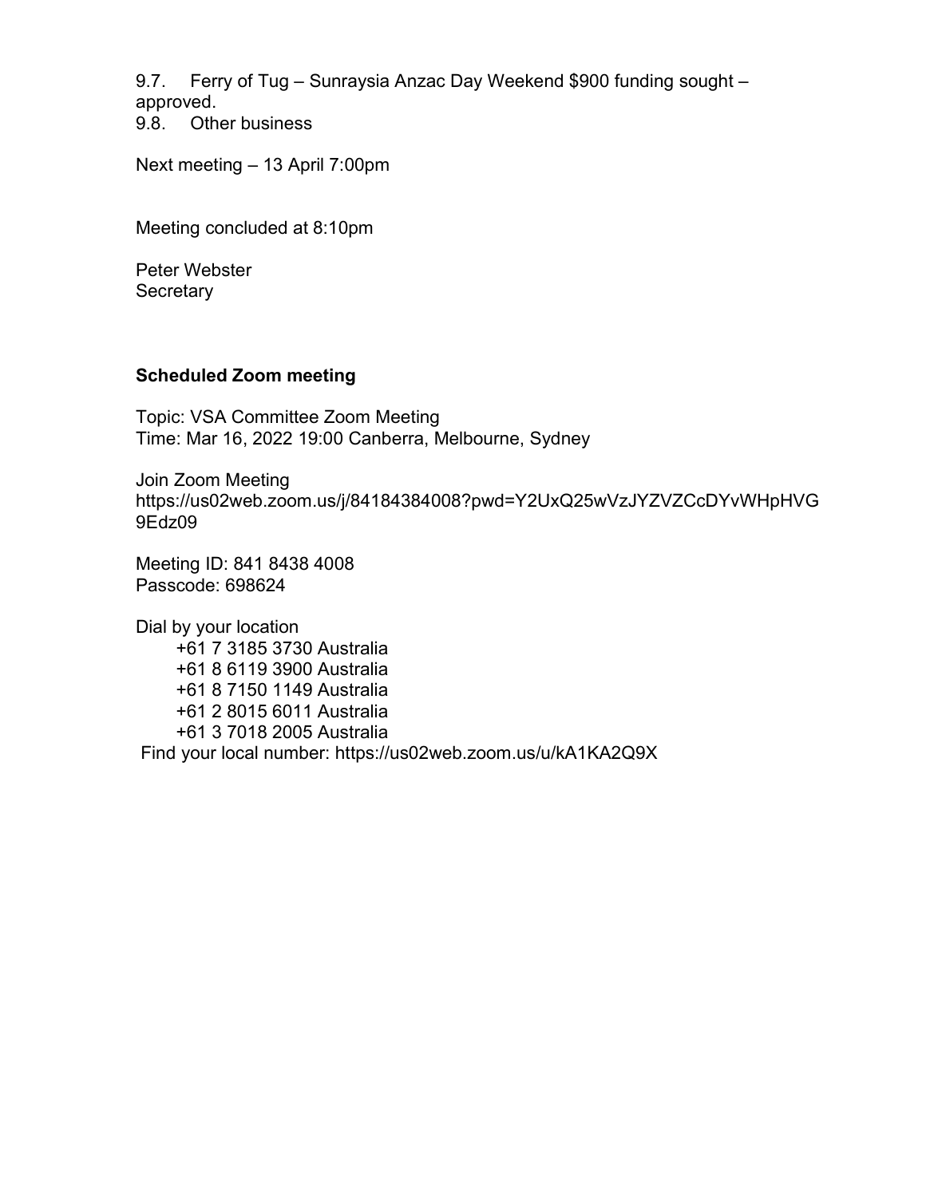9.7. Ferry of Tug – Sunraysia Anzac Day Weekend $900 funding sought – approved.

9.8. Other business

Next meeting – 13 April 7:00pm

Meeting concluded at 8:10pm

Peter Webster
Secretary

**Scheduled Zoom meeting**

Topic: VSA Committee Zoom Meeting
Time: Mar 16, 2022 19:00 Canberra, Melbourne, Sydney

Join Zoom Meeting
https://us02web.zoom.us/j/84184384008?pwd=Y2UxQ25wVzJYZVZCcDYvWHpHVG9Edz09

Meeting ID: 841 8438 4008
Passcode: 698624

Dial by your location
+61 7 3185 3730 Australia
+61 8 6119 3900 Australia
+61 8 7150 1149 Australia
+61 2 8015 6011 Australia
+61 3 7018 2005 Australia
Find your local number: https://us02web.zoom.us/u/kA1KA2Q9X